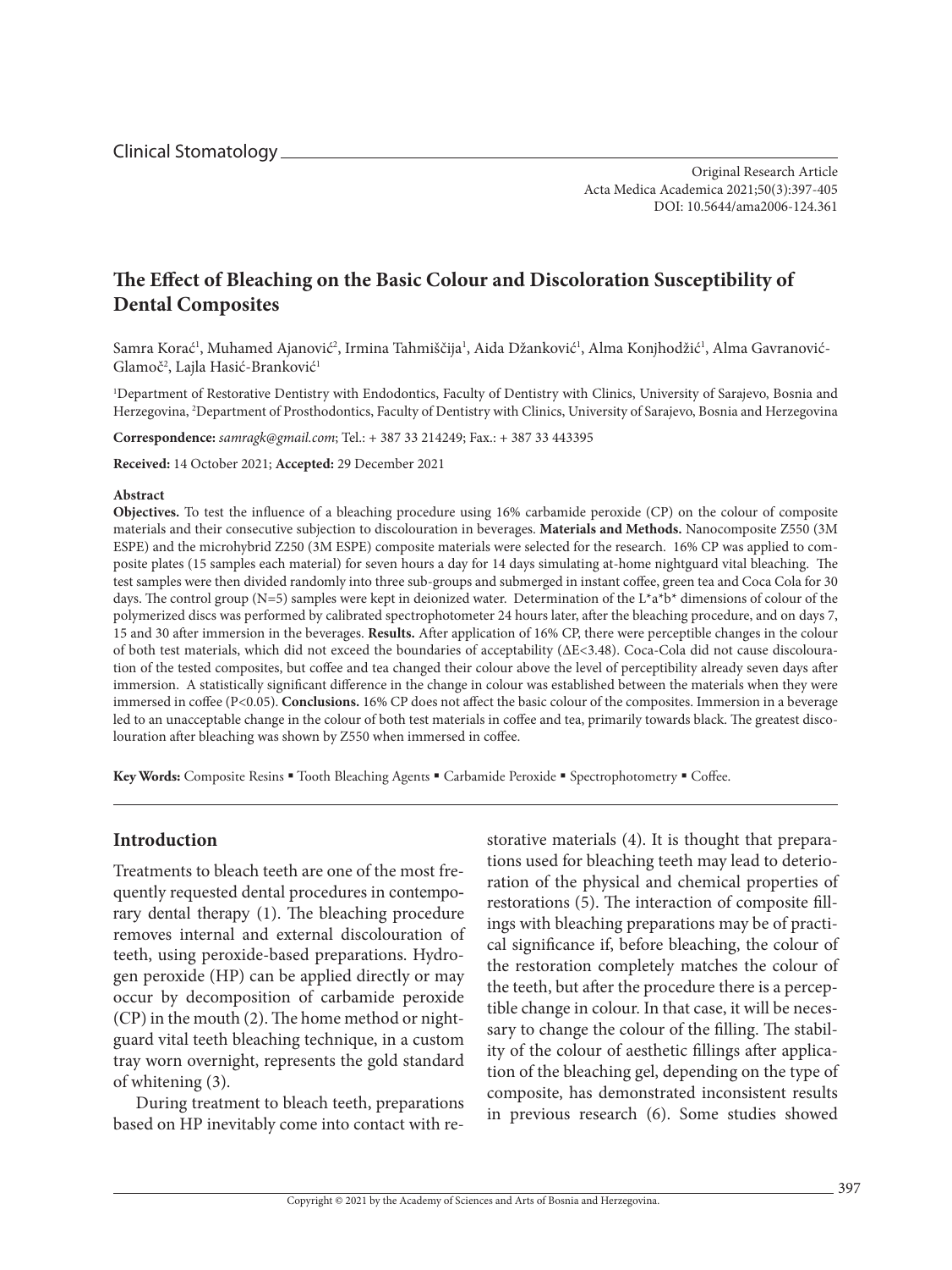Clinical Stomatology

Original Research Article
Acta Medica Academica 2021;50(3):397-405
DOI: 10.5644/ama2006-124.361

# The Effect of Bleaching on the Basic Colour and Discoloration Susceptibility of Dental Composites

Samra Korać[1], Muhamed Ajanović[2], Irmina Tahmiščija[1], Aida Džanković[1], Alma Konjhodžić[1], Alma Gavranović-Glamoč[2], Lajla Hasić-Branković[1]

[1]Department of Restorative Dentistry with Endodontics, Faculty of Dentistry with Clinics, University of Sarajevo, Bosnia and Herzegovina, [2]Department of Prosthodontics, Faculty of Dentistry with Clinics, University of Sarajevo, Bosnia and Herzegovina

**Correspondence:** *samragk@gmail.com*; Tel.: + 387 33 214249; Fax.: + 387 33 443395

**Received:** 14 October 2021; **Accepted:** 29 December 2021

### Abstract

**Objectives.** To test the influence of a bleaching procedure using 16% carbamide peroxide (CP) on the colour of composite materials and their consecutive subjection to discolouration in beverages. **Materials and Methods.** Nanocomposite Z550 (3M ESPE) and the microhybrid Z250 (3M ESPE) composite materials were selected for the research. 16% CP was applied to composite plates (15 samples each material) for seven hours a day for 14 days simulating at-home nightguard vital bleaching. The test samples were then divided randomly into three sub-groups and submerged in instant coffee, green tea and Coca Cola for 30 days. The control group (N=5) samples were kept in deionized water. Determination of the L*a*b* dimensions of colour of the polymerized discs was performed by calibrated spectrophotometer 24 hours later, after the bleaching procedure, and on days 7, 15 and 30 after immersion in the beverages. **Results.** After application of 16% CP, there were perceptible changes in the colour of both test materials, which did not exceed the boundaries of acceptability ($\Delta E<3.48$). Coca-Cola did not cause discolouration of the tested composites, but coffee and tea changed their colour above the level of perceptibility already seven days after immersion. A statistically significant difference in the change in colour was established between the materials when they were immersed in coffee ($P<0.05$). **Conclusions.** 16% CP does not affect the basic colour of the composites. Immersion in a beverage led to an unacceptable change in the colour of both test materials in coffee and tea, primarily towards black. The greatest discolouration after bleaching was shown by Z550 when immersed in coffee.

**Key Words:** Composite Resins ▪ Tooth Bleaching Agents ▪ Carbamide Peroxide ▪ Spectrophotometry ▪ Coffee.

## Introduction

Treatments to bleach teeth are one of the most frequently requested dental procedures in contemporary dental therapy (1). The bleaching procedure removes internal and external discolouration of teeth, using peroxide-based preparations. Hydrogen peroxide (HP) can be applied directly or may occur by decomposition of carbamide peroxide (CP) in the mouth (2). The home method or nightguard vital teeth bleaching technique, in a custom tray worn overnight, represents the gold standard of whitening (3).

During treatment to bleach teeth, preparations based on HP inevitably come into contact with restorative materials (4). It is thought that preparations used for bleaching teeth may lead to deterioration of the physical and chemical properties of restorations (5). The interaction of composite fillings with bleaching preparations may be of practical significance if, before bleaching, the colour of the restoration completely matches the colour of the teeth, but after the procedure there is a perceptible change in colour. In that case, it will be necessary to change the colour of the filling. The stability of the colour of aesthetic fillings after application of the bleaching gel, depending on the type of composite, has demonstrated inconsistent results in previous research (6). Some studies showed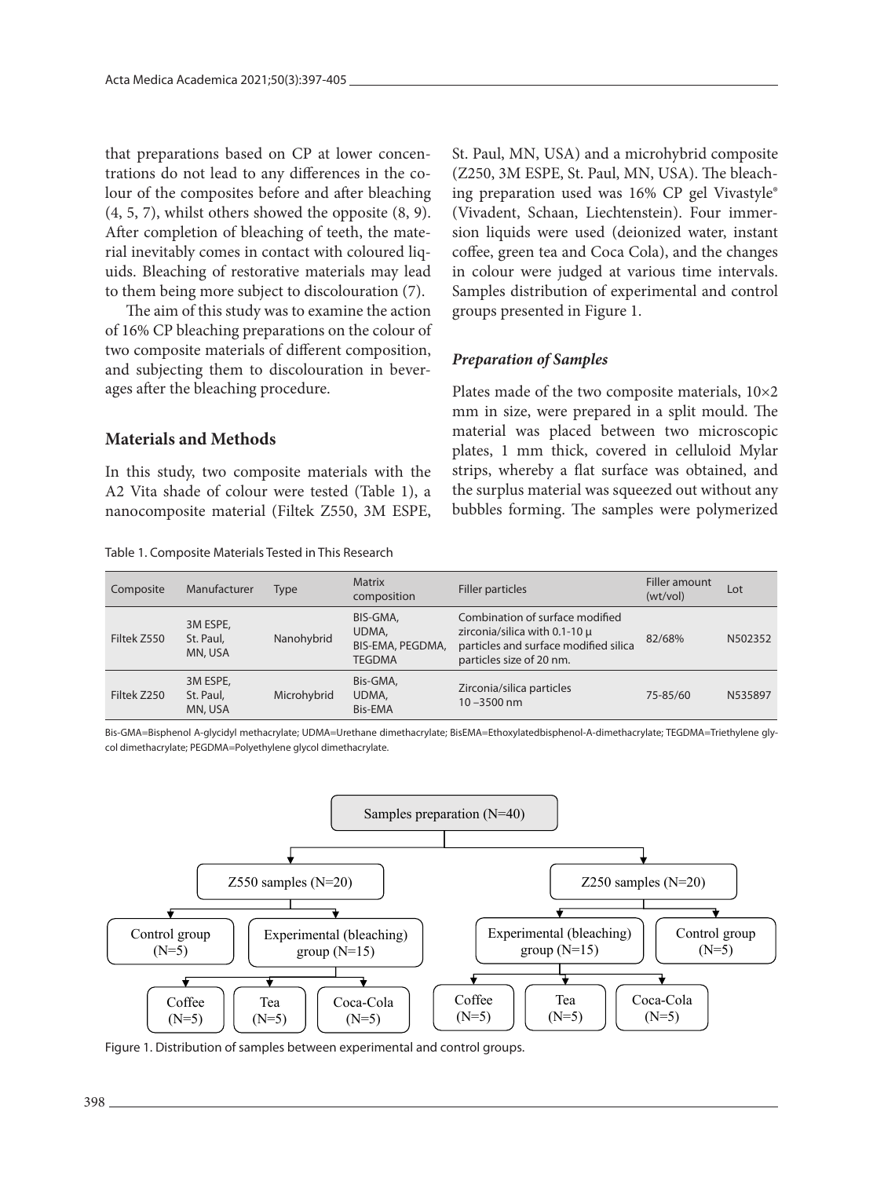that preparations based on CP at lower concentrations do not lead to any differences in the colour of the composites before and after bleaching (4, 5, 7), whilst others showed the opposite (8, 9). After completion of bleaching of teeth, the material inevitably comes in contact with coloured liquids. Bleaching of restorative materials may lead to them being more subject to discolouration (7).

The aim of this study was to examine the action of 16% CP bleaching preparations on the colour of two composite materials of different composition, and subjecting them to discolouration in beverages after the bleaching procedure.

## Materials and Methods

In this study, two composite materials with the A2 Vita shade of colour were tested (Table 1), a nanocomposite material (Filtek Z550, 3M ESPE, St. Paul, MN, USA) and a microhybrid composite (Z250, 3M ESPE, St. Paul, MN, USA). The bleaching preparation used was 16% CP gel Vivastyle® (Vivadent, Schaan, Liechtenstein). Four immersion liquids were used (deionized water, instant coffee, green tea and Coca Cola), and the changes in colour were judged at various time intervals. Samples distribution of experimental and control groups presented in Figure 1.

### *Preparation of Samples*

Plates made of the two composite materials, 10×2 mm in size, were prepared in a split mould. The material was placed between two microscopic plates, 1 mm thick, covered in celluloid Mylar strips, whereby a flat surface was obtained, and the surplus material was squeezed out without any bubbles forming. The samples were polymerized

Table 1. Composite Materials Tested in This Research

| Composite | Manufacturer | Type | Matrix composition | Filler particles | Filler amount (wt/vol) | Lot |
|---|---|---|---|---|---|---|
| Filtek Z550 | 3M ESPE, St. Paul, MN, USA | Nanohybrid | BIS-GMA, UDMA, BIS-EMA, PEGDMA, TEGDMA | Combination of surface modified zirconia/silica with 0.1-10 µ particles and surface modified silica particles size of 20 nm. | 82/68% | N502352 |
| Filtek Z250 | 3M ESPE, St. Paul, MN, USA | Microhybrid | Bis-GMA, UDMA, Bis-EMA | Zirconia/silica particles 10 –3500 nm | 75-85/60 | N535897 |

Bis-GMA=Bisphenol A-glycidyl methacrylate; UDMA=Urethane dimethacrylate; BisEMA=Ethoxylatedbisphenol-A-dimethacrylate; TEGDMA=Triethylene glycol dimethacrylate; PEGDMA=Polyethylene glycol dimethacrylate.

- Samples preparation (N=40)
  - Z550 samples (N=20)
    - Control group (N=5)
    - Experimental (bleaching) group (N=15)
      - Coffee (N=5)
      - Tea (N=5)
      - Coca-Cola (N=5)
  - Z250 samples (N=20)
    - Experimental (bleaching) group (N=15)
      - Coffee (N=5)
      - Tea (N=5)
      - Coca-Cola (N=5)
    - Control group (N=5)

Figure 1. Distribution of samples between experimental and control groups.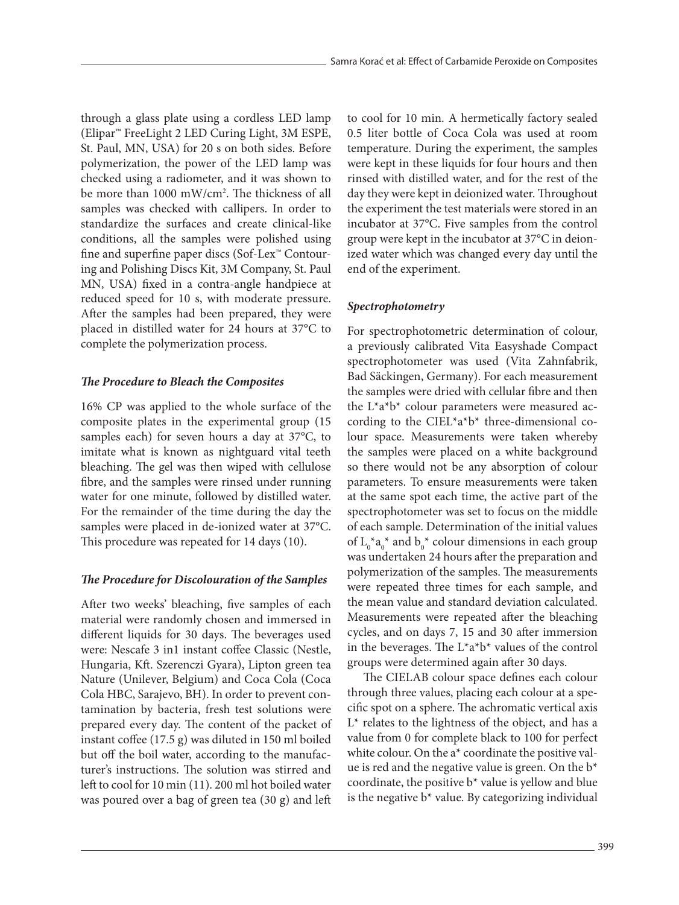through a glass plate using a cordless LED lamp (Elipar™ FreeLight 2 LED Curing Light, 3M ESPE, St. Paul, MN, USA) for 20 s on both sides. Before polymerization, the power of the LED lamp was checked using a radiometer, and it was shown to be more than 1000 mW/cm$^2$. The thickness of all samples was checked with callipers. In order to standardize the surfaces and create clinical-like conditions, all the samples were polished using fine and superfine paper discs (Sof-Lex™ Contouring and Polishing Discs Kit, 3M Company, St. Paul MN, USA) fixed in a contra-angle handpiece at reduced speed for 10 s, with moderate pressure. After the samples had been prepared, they were placed in distilled water for 24 hours at 37°C to complete the polymerization process.

### *The Procedure to Bleach the Composites*

16% CP was applied to the whole surface of the composite plates in the experimental group (15 samples each) for seven hours a day at 37°C, to imitate what is known as nightguard vital teeth bleaching. The gel was then wiped with cellulose fibre, and the samples were rinsed under running water for one minute, followed by distilled water. For the remainder of the time during the day the samples were placed in de-ionized water at 37°C. This procedure was repeated for 14 days (10).

### *The Procedure for Discolouration of the Samples*

After two weeks' bleaching, five samples of each material were randomly chosen and immersed in different liquids for 30 days. The beverages used were: Nescafe 3 in1 instant coffee Classic (Nestle, Hungaria, Kft. Szerenczi Gyara), Lipton green tea Nature (Unilever, Belgium) and Coca Cola (Coca Cola HBC, Sarajevo, BH). In order to prevent contamination by bacteria, fresh test solutions were prepared every day. The content of the packet of instant coffee (17.5 g) was diluted in 150 ml boiled but off the boil water, according to the manufacturer's instructions. The solution was stirred and left to cool for 10 min (11). 200 ml hot boiled water was poured over a bag of green tea (30 g) and left to cool for 10 min. A hermetically factory sealed 0.5 liter bottle of Coca Cola was used at room temperature. During the experiment, the samples were kept in these liquids for four hours and then rinsed with distilled water, and for the rest of the day they were kept in deionized water. Throughout the experiment the test materials were stored in an incubator at 37°C. Five samples from the control group were kept in the incubator at 37°C in deionized water which was changed every day until the end of the experiment.

### *Spectrophotometry*

For spectrophotometric determination of colour, a previously calibrated Vita Easyshade Compact spectrophotometer was used (Vita Zahnfabrik, Bad Säckingen, Germany). For each measurement the samples were dried with cellular fibre and then the $L^*a^*b^*$ colour parameters were measured according to the CIEL$^*a^*b^*$ three-dimensional colour space. Measurements were taken whereby the samples were placed on a white background so there would not be any absorption of colour parameters. To ensure measurements were taken at the same spot each time, the active part of the spectrophotometer was set to focus on the middle of each sample. Determination of the initial values of $L_0^*a_0^*$ and $b_0^*$ colour dimensions in each group was undertaken 24 hours after the preparation and polymerization of the samples. The measurements were repeated three times for each sample, and the mean value and standard deviation calculated. Measurements were repeated after the bleaching cycles, and on days 7, 15 and 30 after immersion in the beverages. The $L^*a^*b^*$ values of the control groups were determined again after 30 days.

The CIELAB colour space defines each colour through three values, placing each colour at a specific spot on a sphere. The achromatic vertical axis $L^*$ relates to the lightness of the object, and has a value from 0 for complete black to 100 for perfect white colour. On the $a^*$ coordinate the positive value is red and the negative value is green. On the $b^*$ coordinate, the positive $b^*$ value is yellow and blue is the negative $b^*$ value. By categorizing individual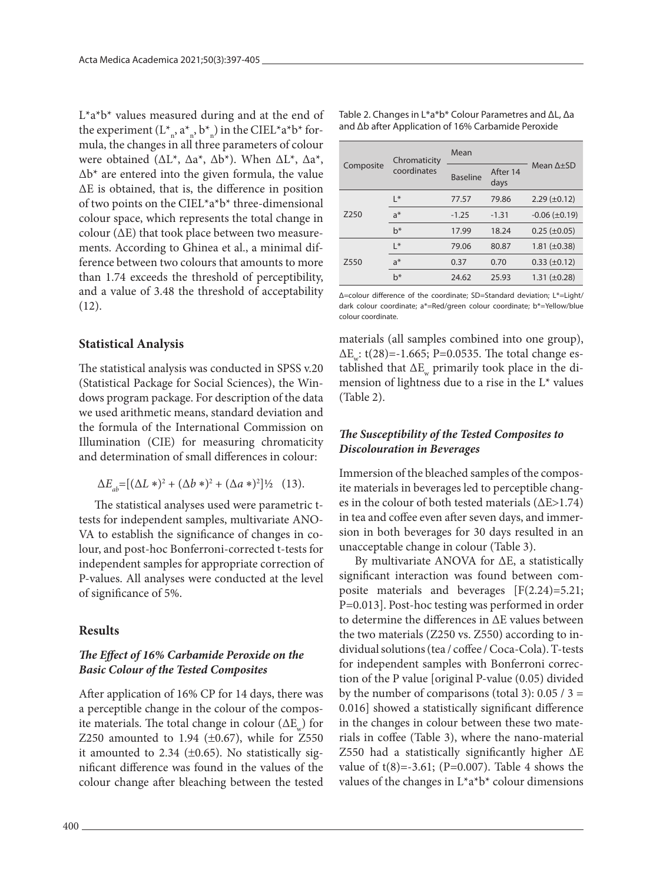L*a*b* values measured during and at the end of the experiment ($L^*_n$, $a^*_n$, $b^*_n$) in the CIEL*a*b* formula, the changes in all three parameters of colour were obtained ($\Delta L^*$, $\Delta a^*$, $\Delta b^*$). When $\Delta L^*$, $\Delta a^*$, $\Delta b^*$ are entered into the given formula, the value $\Delta E$ is obtained, that is, the difference in position of two points on the CIEL*a*b* three-dimensional colour space, which represents the total change in colour ($\Delta E$) that took place between two measurements. According to Ghinea et al., a minimal difference between two colours that amounts to more than 1.74 exceeds the threshold of perceptibility, and a value of 3.48 the threshold of acceptability (12).

## Statistical Analysis

The statistical analysis was conducted in SPSS v.20 (Statistical Package for Social Sciences), the Windows program package. For description of the data we used arithmetic means, standard deviation and the formula of the International Commission on Illumination (CIE) for measuring chromaticity and determination of small differences in colour:

$$\Delta E_{ab}=[(\Delta L*)^2 + (\Delta b*)^2 + (\Delta a*)^2]^{1/2} \quad (13).$$

The statistical analyses used were parametric t-tests for independent samples, multivariate ANOVA to establish the significance of changes in colour, and post-hoc Bonferroni-corrected t-tests for independent samples for appropriate correction of P-values. All analyses were conducted at the level of significance of 5%.

## Results

### *The Effect of 16% Carbamide Peroxide on the Basic Colour of the Tested Composites*

After application of 16% CP for 14 days, there was a perceptible change in the colour of the composite materials. The total change in colour ($\Delta E_w$) for Z250 amounted to 1.94 (±0.67), while for Z550 it amounted to 2.34 (±0.65). No statistically significant difference was found in the values of the colour change after bleaching between the tested materials (all samples combined into one group), $\Delta E_w$: $t(28)=-1.665$; $P=0.0535$. The total change established that $\Delta E_w$ primarily took place in the dimension of lightness due to a rise in the L* values (Table 2).

Table 2. Changes in L*a*b* Colour Parametres and ΔL, Δa and Δb after Application of 16% Carbamide Peroxide

| Composite | Chromaticity coordinates | Mean | | Mean Δ±SD |
|---|---|---|---|---|
| | | Baseline | After 14 days | |
| Z250 | L* | 77.57 | 79.86 | 2.29 (±0.12) |
| | a* | -1.25 | -1.31 | -0.06 (±0.19) |
| | b* | 17.99 | 18.24 | 0.25 (±0.05) |
| Z550 | L* | 79.06 | 80.87 | 1.81 (±0.38) |
| | a* | 0.37 | 0.70 | 0.33 (±0.12) |
| | b* | 24.62 | 25.93 | 1.31 (±0.28) |

Δ=colour difference of the coordinate; SD=Standard deviation; L*=Light/dark colour coordinate; a*=Red/green colour coordinate; b*=Yellow/blue colour coordinate.

### *The Susceptibility of the Tested Composites to Discolouration in Beverages*

Immersion of the bleached samples of the composite materials in beverages led to perceptible changes in the colour of both tested materials ($\Delta E>1.74$) in tea and coffee even after seven days, and immersion in both beverages for 30 days resulted in an unacceptable change in colour (Table 3).

By multivariate ANOVA for $\Delta E$, a statistically significant interaction was found between composite materials and beverages [$F(2.24)=5.21$; $P=0.013$]. Post-hoc testing was performed in order to determine the differences in $\Delta E$ values between the two materials (Z250 vs. Z550) according to individual solutions (tea / coffee / Coca-Cola). T-tests for independent samples with Bonferroni correction of the P value [original P-value (0.05) divided by the number of comparisons (total 3): $0.05 / 3 = 0.016$] showed a statistically significant difference in the changes in colour between these two materials in coffee (Table 3), where the nano-material Z550 had a statistically significantly higher $\Delta E$ value of $t(8)=-3.61$; ($P=0.007$). Table 4 shows the values of the changes in L*a*b* colour dimensions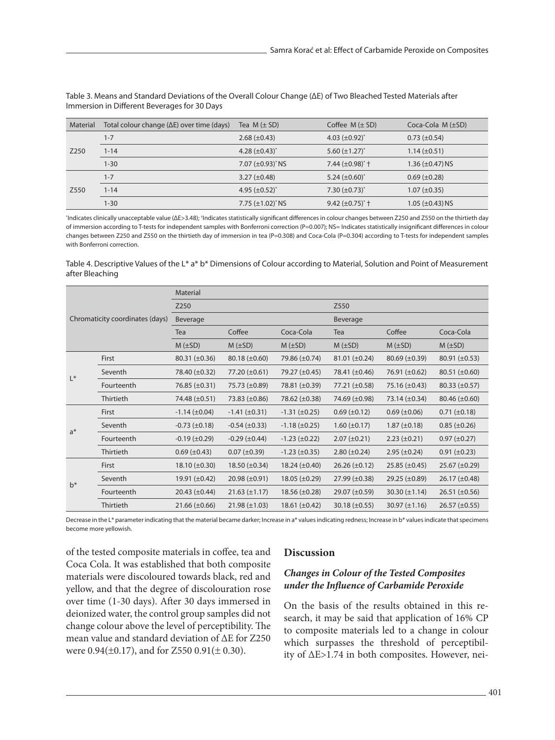Table 3. Means and Standard Deviations of the Overall Colour Change (ΔE) of Two Bleached Tested Materials after Immersion in Different Beverages for 30 Days

| Material | Total colour change (ΔE) over time (days) | Tea M (± SD) | Coffee M (± SD) | Coca-Cola M (±SD) |
|---|---|---|---|---|
| Z250 | 1-7 | 2.68 (±0.43) | 4.03 (±0.92)* | 0.73 (±0.54) |
| | 1-14 | 4.28 (±0.43)* | 5.60 (±1.27)* | 1.14 (±0.51) |
| | 1-30 | 7.07 (±0.93)* NS | 7.44 (±0.98)* † | 1.36 (±0.47) NS |
| Z550 | 1-7 | 3.27 (±0.48) | 5.24 (±0.60)* | 0.69 (±0.28) |
| | 1-14 | 4.95 (±0.52)* | 7.30 (±0.73)* | 1.07 (±0.35) |
| | 1-30 | 7.75 (±1.02)* NS | 9.42 (±0.75)* † | 1.05 (±0.43) NS |

*Indicates clinically unacceptable value (ΔE>3.48); †Indicates statistically significant differences in colour changes between Z250 and Z550 on the thirtieth day of immersion according to T-tests for independent samples with Bonferroni correction (P=0.007); NS= Indicates statistically insignificant differences in colour changes between Z250 and Z550 on the thirtieth day of immersion in tea (P=0.308) and Coca-Cola (P=0.304) according to T-tests for independent samples with Bonferroni correction.

Table 4. Descriptive Values of the L* a* b* Dimensions of Colour according to Material, Solution and Point of Measurement after Bleaching

| Chromaticity coordinates (days) | | Material | | | | | |
|---|---|---|---|---|---|---|---|
| | | Z250 | | | Z550 | | |
| | | Beverage | | | Beverage | | |
| | | Tea | Coffee | Coca-Cola | Tea | Coffee | Coca-Cola |
| | | M (±SD) | M (±SD) | M (±SD) | M (±SD) | M (±SD) | M (±SD) |
| L* | First | 80.31 (±0.36) | 80.18 (±0.60) | 79.86 (±0.74) | 81.01 (±0.24) | 80.69 (±0.39) | 80.91 (±0.53) |
| | Seventh | 78.40 (±0.32) | 77.20 (±0.61) | 79.27 (±0.45) | 78.41 (±0.46) | 76.91 (±0.62) | 80.51 (±0.60) |
| | Fourteenth | 76.85 (±0.31) | 75.73 (±0.89) | 78.81 (±0.39) | 77.21 (±0.58) | 75.16 (±0.43) | 80.33 (±0.57) |
| | Thirtieth | 74.48 (±0.51) | 73.83 (±0.86) | 78.62 (±0.38) | 74.69 (±0.98) | 73.14 (±0.34) | 80.46 (±0.60) |
| a* | First | -1.14 (±0.04) | -1.41 (±0.31) | -1.31 (±0.25) | 0.69 (±0.12) | 0.69 (±0.06) | 0.71 (±0.18) |
| | Seventh | -0.73 (±0.18) | -0.54 (±0.33) | -1.18 (±0.25) | 1.60 (±0.17) | 1.87 (±0.18) | 0.85 (±0.26) |
| | Fourteenth | -0.19 (±0.29) | -0.29 (±0.44) | -1.23 (±0.22) | 2.07 (±0.21) | 2.23 (±0.21) | 0.97 (±0.27) |
| | Thirtieth | 0.69 (±0.43) | 0.07 (±0.39) | -1.23 (±0.35) | 2.80 (±0.24) | 2.95 (±0.24) | 0.91 (±0.23) |
| b* | First | 18.10 (±0.30) | 18.50 (±0.34) | 18.24 (±0.40) | 26.26 (±0.12) | 25.85 (±0.45) | 25.67 (±0.29) |
| | Seventh | 19.91 (±0.42) | 20.98 (±0.91) | 18.05 (±0.29) | 27.99 (±0.38) | 29.25 (±0.89) | 26.17 (±0.48) |
| | Fourteenth | 20.43 (±0.44) | 21.63 (±1.17) | 18.56 (±0.28) | 29.07 (±0.59) | 30.30 (±1.14) | 26.51 (±0.56) |
| | Thirtieth | 21.66 (±0.66) | 21.98 (±1.03) | 18.61 (±0.42) | 30.18 (±0.55) | 30.97 (±1.16) | 26.57 (±0.55) |

Decrease in the L* parameter indicating that the material became darker; Increase in a* values indicating redness; Increase in b* values indicate that specimens become more yellowish.

of the tested composite materials in coffee, tea and Coca Cola. It was established that both composite materials were discoloured towards black, red and yellow, and that the degree of discolouration rose over time (1-30 days). After 30 days immersed in deionized water, the control group samples did not change colour above the level of perceptibility. The mean value and standard deviation of ΔE for Z250 were 0.94(±0.17), and for Z550 0.91(± 0.30).

## Discussion

### *Changes in Colour of the Tested Composites under the Influence of Carbamide Peroxide*

On the basis of the results obtained in this research, it may be said that application of 16% CP to composite materials led to a change in colour which surpasses the threshold of perceptibility of ΔE>1.74 in both composites. However, nei-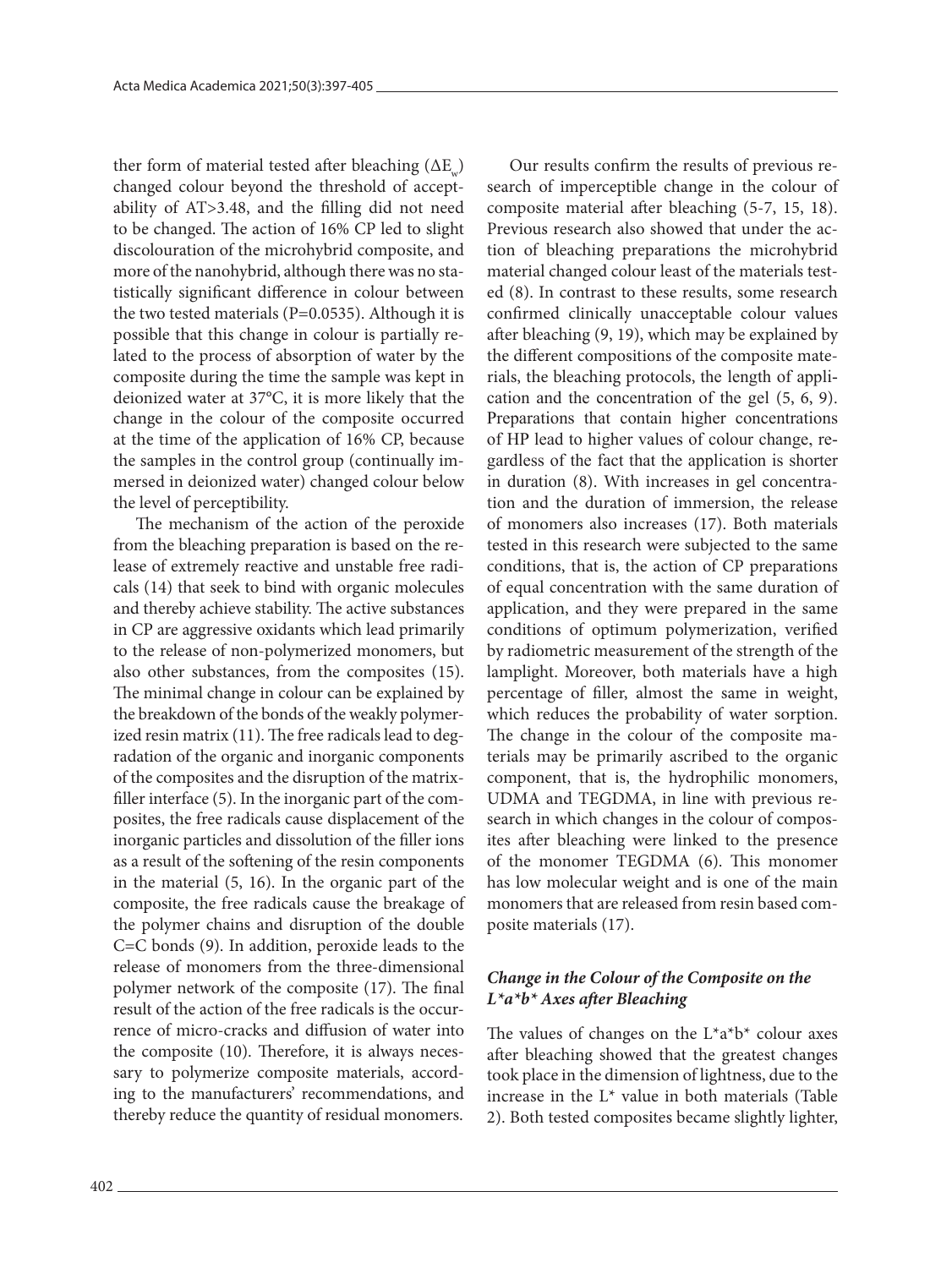ther form of material tested after bleaching ($\Delta E_w$) changed colour beyond the threshold of acceptability of AT>3.48, and the filling did not need to be changed. The action of 16% CP led to slight discolouration of the microhybrid composite, and more of the nanohybrid, although there was no statistically significant difference in colour between the two tested materials (P=0.0535). Although it is possible that this change in colour is partially related to the process of absorption of water by the composite during the time the sample was kept in deionized water at 37°C, it is more likely that the change in the colour of the composite occurred at the time of the application of 16% CP, because the samples in the control group (continually immersed in deionized water) changed colour below the level of perceptibility.

The mechanism of the action of the peroxide from the bleaching preparation is based on the release of extremely reactive and unstable free radicals (14) that seek to bind with organic molecules and thereby achieve stability. The active substances in CP are aggressive oxidants which lead primarily to the release of non-polymerized monomers, but also other substances, from the composites (15). The minimal change in colour can be explained by the breakdown of the bonds of the weakly polymerized resin matrix (11). The free radicals lead to degradation of the organic and inorganic components of the composites and the disruption of the matrix-filler interface (5). In the inorganic part of the composites, the free radicals cause displacement of the inorganic particles and dissolution of the filler ions as a result of the softening of the resin components in the material (5, 16). In the organic part of the composite, the free radicals cause the breakage of the polymer chains and disruption of the double C=C bonds (9). In addition, peroxide leads to the release of monomers from the three-dimensional polymer network of the composite (17). The final result of the action of the free radicals is the occurrence of micro-cracks and diffusion of water into the composite (10). Therefore, it is always necessary to polymerize composite materials, according to the manufacturers' recommendations, and thereby reduce the quantity of residual monomers.

Our results confirm the results of previous research of imperceptible change in the colour of composite material after bleaching (5-7, 15, 18). Previous research also showed that under the action of bleaching preparations the microhybrid material changed colour least of the materials tested (8). In contrast to these results, some research confirmed clinically unacceptable colour values after bleaching (9, 19), which may be explained by the different compositions of the composite materials, the bleaching protocols, the length of application and the concentration of the gel (5, 6, 9). Preparations that contain higher concentrations of HP lead to higher values of colour change, regardless of the fact that the application is shorter in duration (8). With increases in gel concentration and the duration of immersion, the release of monomers also increases (17). Both materials tested in this research were subjected to the same conditions, that is, the action of CP preparations of equal concentration with the same duration of application, and they were prepared in the same conditions of optimum polymerization, verified by radiometric measurement of the strength of the lamplight. Moreover, both materials have a high percentage of filler, almost the same in weight, which reduces the probability of water sorption. The change in the colour of the composite materials may be primarily ascribed to the organic component, that is, the hydrophilic monomers, UDMA and TEGDMA, in line with previous research in which changes in the colour of composites after bleaching were linked to the presence of the monomer TEGDMA (6). This monomer has low molecular weight and is one of the main monomers that are released from resin based composite materials (17).

### *Change in the Colour of the Composite on the L\*a\*b\* Axes after Bleaching*

The values of changes on the L\*a\*b\* colour axes after bleaching showed that the greatest changes took place in the dimension of lightness, due to the increase in the L\* value in both materials (Table 2). Both tested composites became slightly lighter,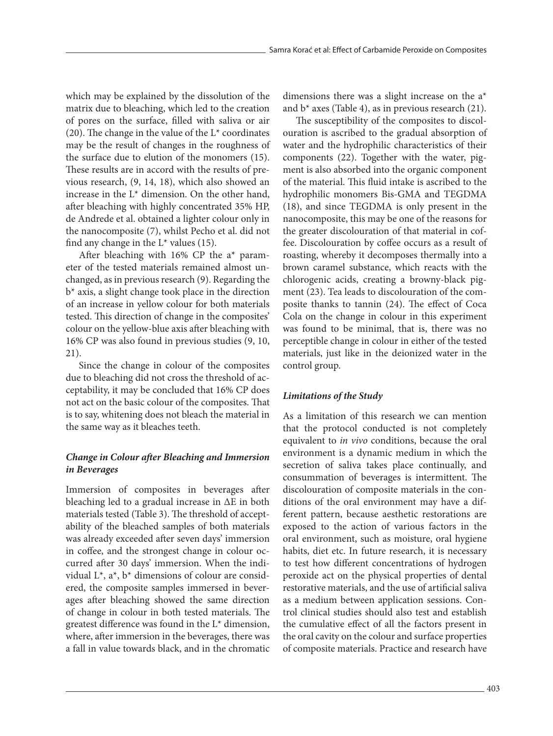which may be explained by the dissolution of the matrix due to bleaching, which led to the creation of pores on the surface, filled with saliva or air (20). The change in the value of the L* coordinates may be the result of changes in the roughness of the surface due to elution of the monomers (15). These results are in accord with the results of previous research, (9, 14, 18), which also showed an increase in the L* dimension. On the other hand, after bleaching with highly concentrated 35% HP, de Andrede et al. obtained a lighter colour only in the nanocomposite (7), whilst Pecho et al. did not find any change in the L* values (15).

After bleaching with 16% CP the a* parameter of the tested materials remained almost unchanged, as in previous research (9). Regarding the b* axis, a slight change took place in the direction of an increase in yellow colour for both materials tested. This direction of change in the composites' colour on the yellow-blue axis after bleaching with 16% CP was also found in previous studies (9, 10, 21).

Since the change in colour of the composites due to bleaching did not cross the threshold of acceptability, it may be concluded that 16% CP does not act on the basic colour of the composites. That is to say, whitening does not bleach the material in the same way as it bleaches teeth.

### *Change in Colour after Bleaching and Immersion in Beverages*

Immersion of composites in beverages after bleaching led to a gradual increase in ΔE in both materials tested (Table 3). The threshold of acceptability of the bleached samples of both materials was already exceeded after seven days' immersion in coffee, and the strongest change in colour occurred after 30 days' immersion. When the individual L*, a*, b* dimensions of colour are considered, the composite samples immersed in beverages after bleaching showed the same direction of change in colour in both tested materials. The greatest difference was found in the L* dimension, where, after immersion in the beverages, there was a fall in value towards black, and in the chromatic dimensions there was a slight increase on the a* and b* axes (Table 4), as in previous research (21).

The susceptibility of the composites to discolouration is ascribed to the gradual absorption of water and the hydrophilic characteristics of their components (22). Together with the water, pigment is also absorbed into the organic component of the material. This fluid intake is ascribed to the hydrophilic monomers Bis-GMA and TEGDMA (18), and since TEGDMA is only present in the nanocomposite, this may be one of the reasons for the greater discolouration of that material in coffee. Discolouration by coffee occurs as a result of roasting, whereby it decomposes thermally into a brown caramel substance, which reacts with the chlorogenic acids, creating a browny-black pigment (23). Tea leads to discolouration of the composite thanks to tannin (24). The effect of Coca Cola on the change in colour in this experiment was found to be minimal, that is, there was no perceptible change in colour in either of the tested materials, just like in the deionized water in the control group.

### *Limitations of the Study*

As a limitation of this research we can mention that the protocol conducted is not completely equivalent to *in vivo* conditions, because the oral environment is a dynamic medium in which the secretion of saliva takes place continually, and consummation of beverages is intermittent. The discolouration of composite materials in the conditions of the oral environment may have a different pattern, because aesthetic restorations are exposed to the action of various factors in the oral environment, such as moisture, oral hygiene habits, diet etc. In future research, it is necessary to test how different concentrations of hydrogen peroxide act on the physical properties of dental restorative materials, and the use of artificial saliva as a medium between application sessions. Control clinical studies should also test and establish the cumulative effect of all the factors present in the oral cavity on the colour and surface properties of composite materials. Practice and research have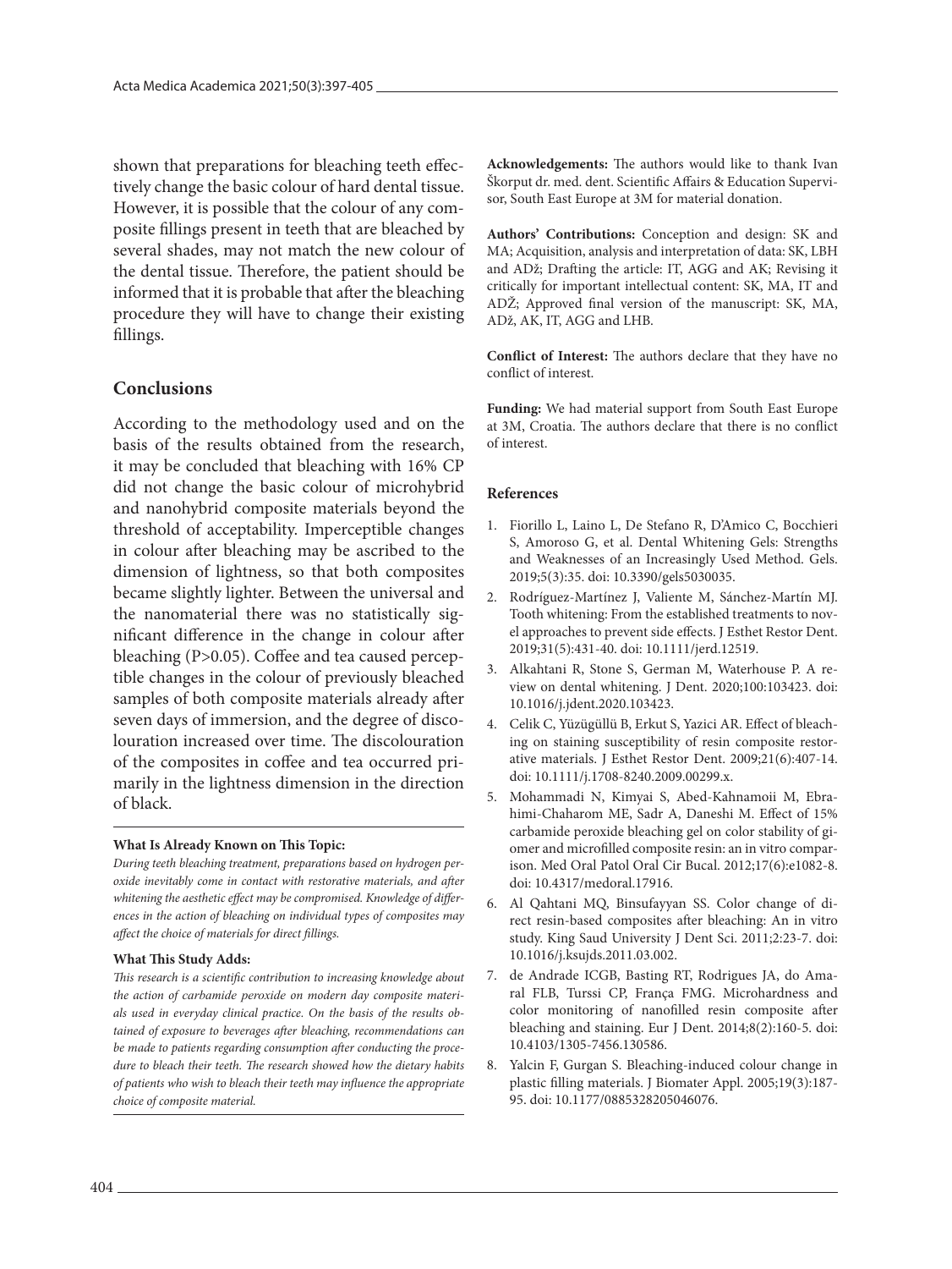shown that preparations for bleaching teeth effectively change the basic colour of hard dental tissue. However, it is possible that the colour of any composite fillings present in teeth that are bleached by several shades, may not match the new colour of the dental tissue. Therefore, the patient should be informed that it is probable that after the bleaching procedure they will have to change their existing fillings.

## Conclusions

According to the methodology used and on the basis of the results obtained from the research, it may be concluded that bleaching with 16% CP did not change the basic colour of microhybrid and nanohybrid composite materials beyond the threshold of acceptability. Imperceptible changes in colour after bleaching may be ascribed to the dimension of lightness, so that both composites became slightly lighter. Between the universal and the nanomaterial there was no statistically significant difference in the change in colour after bleaching (P>0.05). Coffee and tea caused perceptible changes in the colour of previously bleached samples of both composite materials already after seven days of immersion, and the degree of discolouration increased over time. The discolouration of the composites in coffee and tea occurred primarily in the lightness dimension in the direction of black.

**What Is Already Known on This Topic:**

*During teeth bleaching treatment, preparations based on hydrogen peroxide inevitably come in contact with restorative materials, and after whitening the aesthetic effect may be compromised. Knowledge of differences in the action of bleaching on individual types of composites may affect the choice of materials for direct fillings.*

**What This Study Adds:**

*This research is a scientific contribution to increasing knowledge about the action of carbamide peroxide on modern day composite materials used in everyday clinical practice. On the basis of the results obtained of exposure to beverages after bleaching, recommendations can be made to patients regarding consumption after conducting the procedure to bleach their teeth. The research showed how the dietary habits of patients who wish to bleach their teeth may influence the appropriate choice of composite material.*

**Acknowledgements:** The authors would like to thank Ivan Škorput dr. med. dent. Scientific Affairs & Education Supervisor, South East Europe at 3M for material donation.

**Authors' Contributions:** Conception and design: SK and MA; Acquisition, analysis and interpretation of data: SK, LBH and ADž; Drafting the article: IT, AGG and AK; Revising it critically for important intellectual content: SK, MA, IT and ADŽ; Approved final version of the manuscript: SK, MA, ADž, AK, IT, AGG and LHB.

**Conflict of Interest:** The authors declare that they have no conflict of interest.

**Funding:** We had material support from South East Europe at 3M, Croatia. The authors declare that there is no conflict of interest.

**References**

1. Fiorillo L, Laino L, De Stefano R, D'Amico C, Bocchieri S, Amoroso G, et al. Dental Whitening Gels: Strengths and Weaknesses of an Increasingly Used Method. Gels. 2019;5(3):35. doi: 10.3390/gels5030035.
2. Rodríguez-Martínez J, Valiente M, Sánchez-Martín MJ. Tooth whitening: From the established treatments to novel approaches to prevent side effects. J Esthet Restor Dent. 2019;31(5):431-40. doi: 10.1111/jerd.12519.
3. Alkahtani R, Stone S, German M, Waterhouse P. A review on dental whitening. J Dent. 2020;100:103423. doi: 10.1016/j.jdent.2020.103423.
4. Celik C, Yüzügüllü B, Erkut S, Yazici AR. Effect of bleaching on staining susceptibility of resin composite restorative materials. J Esthet Restor Dent. 2009;21(6):407-14. doi: 10.1111/j.1708-8240.2009.00299.x.
5. Mohammadi N, Kimyai S, Abed-Kahnamoii M, Ebrahimi-Chaharom ME, Sadr A, Daneshi M. Effect of 15% carbamide peroxide bleaching gel on color stability of giomer and microfilled composite resin: an in vitro comparison. Med Oral Patol Oral Cir Bucal. 2012;17(6):e1082-8. doi: 10.4317/medoral.17916.
6. Al Qahtani MQ, Binsufayyan SS. Color change of direct resin-based composites after bleaching: An in vitro study. King Saud University J Dent Sci. 2011;2:23-7. doi: 10.1016/j.ksujds.2011.03.002.
7. de Andrade ICGB, Basting RT, Rodrigues JA, do Amaral FLB, Turssi CP, França FMG. Microhardness and color monitoring of nanofilled resin composite after bleaching and staining. Eur J Dent. 2014;8(2):160-5. doi: 10.4103/1305-7456.130586.
8. Yalcin F, Gurgan S. Bleaching-induced colour change in plastic filling materials. J Biomater Appl. 2005;19(3):187-95. doi: 10.1177/0885328205046076.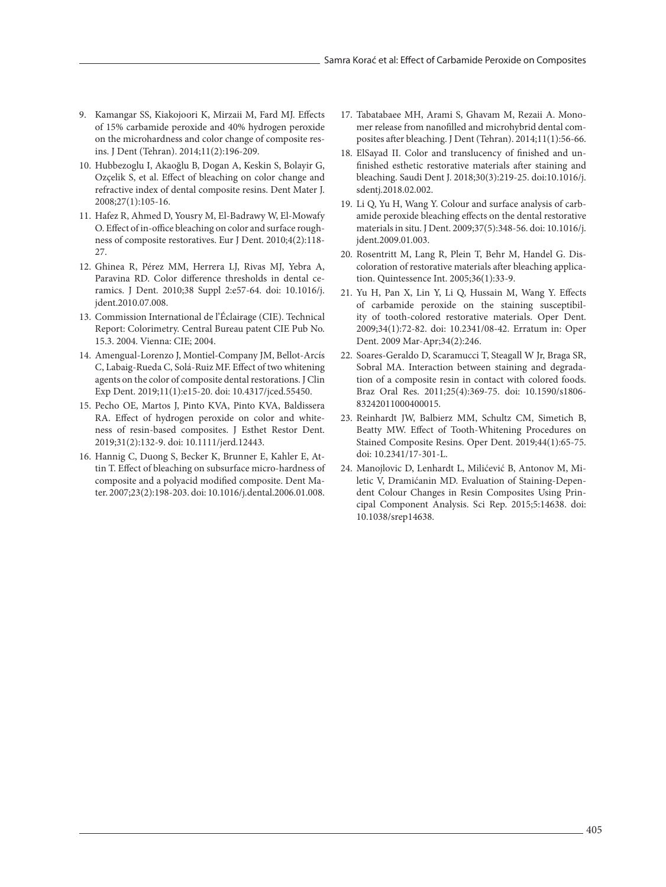9. Kamangar SS, Kiakojoori K, Mirzaii M, Fard MJ. Effects of 15% carbamide peroxide and 40% hydrogen peroxide on the microhardness and color change of composite resins. J Dent (Tehran). 2014;11(2):196-209.
10. Hubbezoglu I, Akaoğlu B, Dogan A, Keskin S, Bolayir G, Ozçelik S, et al. Effect of bleaching on color change and refractive index of dental composite resins. Dent Mater J. 2008;27(1):105-16.
11. Hafez R, Ahmed D, Yousry M, El-Badrawy W, El-Mowafy O. Effect of in-office bleaching on color and surface roughness of composite restoratives. Eur J Dent. 2010;4(2):118-27.
12. Ghinea R, Pérez MM, Herrera LJ, Rivas MJ, Yebra A, Paravina RD. Color difference thresholds in dental ceramics. J Dent. 2010;38 Suppl 2:e57-64. doi: 10.1016/j.jdent.2010.07.008.
13. Commission International de l'Éclairage (CIE). Technical Report: Colorimetry. Central Bureau patent CIE Pub No. 15.3. 2004. Vienna: CIE; 2004.
14. Amengual-Lorenzo J, Montiel-Company JM, Bellot-Arcís C, Labaig-Rueda C, Solá-Ruiz MF. Effect of two whitening agents on the color of composite dental restorations. J Clin Exp Dent. 2019;11(1):e15-20. doi: 10.4317/jced.55450.
15. Pecho OE, Martos J, Pinto KVA, Pinto KVA, Baldissera RA. Effect of hydrogen peroxide on color and whiteness of resin-based composites. J Esthet Restor Dent. 2019;31(2):132-9. doi: 10.1111/jerd.12443.
16. Hannig C, Duong S, Becker K, Brunner E, Kahler E, Attin T. Effect of bleaching on subsurface micro-hardness of composite and a polyacid modified composite. Dent Mater. 2007;23(2):198-203. doi: 10.1016/j.dental.2006.01.008.
17. Tabatabaee MH, Arami S, Ghavam M, Rezaii A. Monomer release from nanofilled and microhybrid dental composites after bleaching. J Dent (Tehran). 2014;11(1):56-66.
18. ElSayad II. Color and translucency of finished and unfinished esthetic restorative materials after staining and bleaching. Saudi Dent J. 2018;30(3):219-25. doi:10.1016/j.sdentj.2018.02.002.
19. Li Q, Yu H, Wang Y. Colour and surface analysis of carbamide peroxide bleaching effects on the dental restorative materials in situ. J Dent. 2009;37(5):348-56. doi: 10.1016/j.jdent.2009.01.003.
20. Rosentritt M, Lang R, Plein T, Behr M, Handel G. Discoloration of restorative materials after bleaching application. Quintessence Int. 2005;36(1):33-9.
21. Yu H, Pan X, Lin Y, Li Q, Hussain M, Wang Y. Effects of carbamide peroxide on the staining susceptibility of tooth-colored restorative materials. Oper Dent. 2009;34(1):72-82. doi: 10.2341/08-42. Erratum in: Oper Dent. 2009 Mar-Apr;34(2):246.
22. Soares-Geraldo D, Scaramucci T, Steagall W Jr, Braga SR, Sobral MA. Interaction between staining and degradation of a composite resin in contact with colored foods. Braz Oral Res. 2011;25(4):369-75. doi: 10.1590/s1806-83242011000400015.
23. Reinhardt JW, Balbierz MM, Schultz CM, Simetich B, Beatty MW. Effect of Tooth-Whitening Procedures on Stained Composite Resins. Oper Dent. 2019;44(1):65-75. doi: 10.2341/17-301-L.
24. Manojlovic D, Lenhardt L, Milićević B, Antonov M, Miletic V, Dramićanin MD. Evaluation of Staining-Dependent Colour Changes in Resin Composites Using Principal Component Analysis. Sci Rep. 2015;5:14638. doi: 10.1038/srep14638.